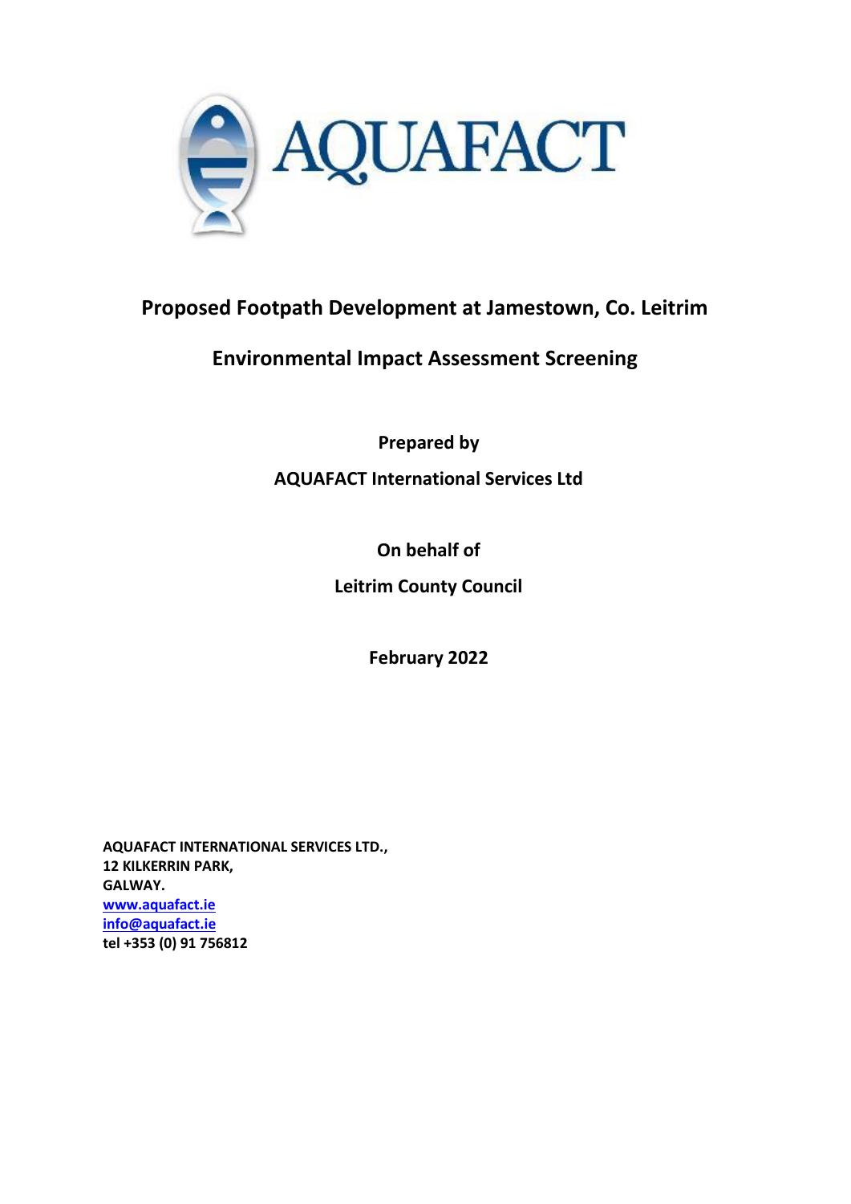# Proposed Footpath Development at Jamestown, Co. Leitrim

## Environmental Impact Assessment Screening

**Prepared by**

**AQUAFACT International Services Ltd**

**On behalf of**

**Leitrim County Council**

**February 2022**

**AQUAFACT INTERNATIONAL SERVICES LTD.,**
**12 KILKERRIN PARK,**
**GALWAY.**
**www.aquafact.ie**
**info@aquafact.ie**
**tel +353 (0) 91 756812**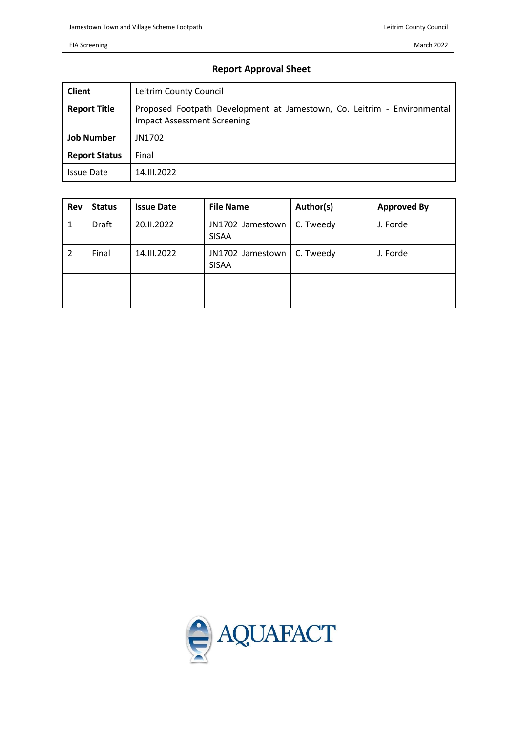## Report Approval Sheet

| **Client** | Leitrim County Council |
|---|---|
| **Report Title** | Proposed Footpath Development at Jamestown, Co. Leitrim - Environmental Impact Assessment Screening |
| **Job Number** | JN1702 |
| **Report Status** | Final |
| Issue Date | 14.III.2022 |

| **Rev** | **Status** | **Issue Date** | **File Name** | **Author(s)** | **Approved By** |
|---|---|---|---|---|---|
| 1 | Draft | 20.II.2022 | JN1702 Jamestown SISAA | C. Tweedy | J. Forde |
| 2 | Final | 14.III.2022 | JN1702 Jamestown SISAA | C. Tweedy | J. Forde |
| | | | | | |
| | | | | | |

AQUAFACT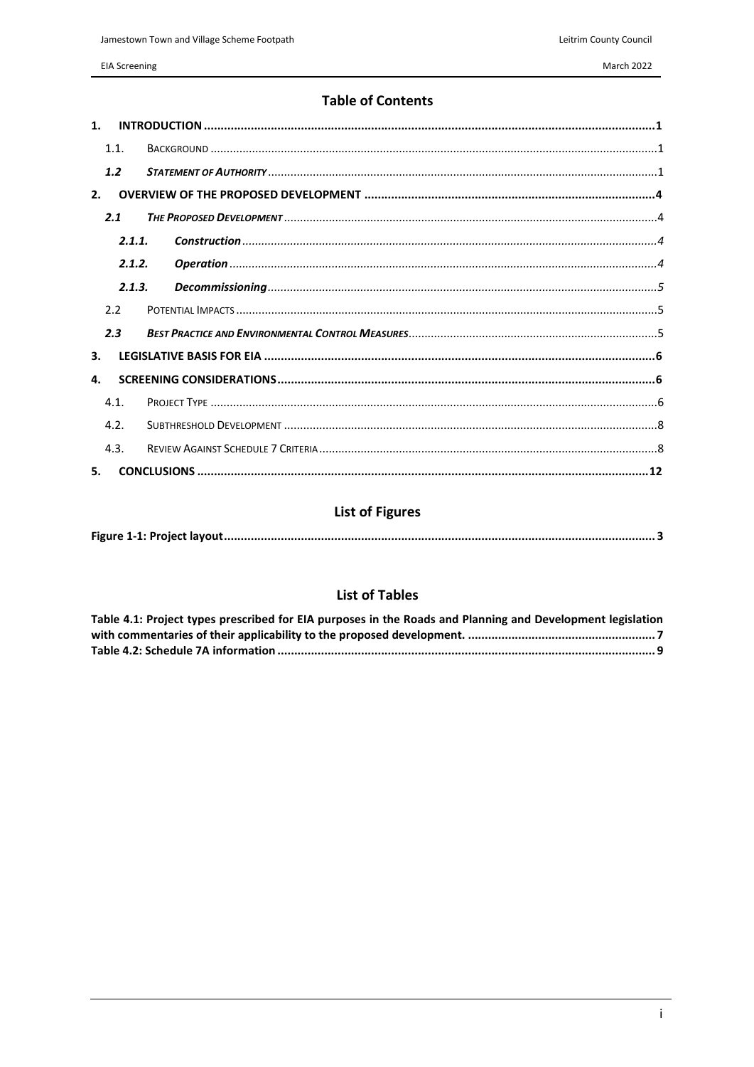## Table of Contents

1. INTRODUCTION ..... 1
   - 1.1. BACKGROUND ..... 1
   - *1.2 STATEMENT OF AUTHORITY* ..... 1
2. OVERVIEW OF THE PROPOSED DEVELOPMENT ..... 4
   - *2.1 THE PROPOSED DEVELOPMENT* ..... 4
     - *2.1.1. Construction* ..... 4
     - *2.1.2. Operation* ..... 4
     - *2.1.3. Decommissioning* ..... 5
   - 2.2 POTENTIAL IMPACTS ..... 5
   - *2.3 BEST PRACTICE AND ENVIRONMENTAL CONTROL MEASURES* ..... 5
3. LEGISLATIVE BASIS FOR EIA ..... 6
4. SCREENING CONSIDERATIONS ..... 6
   - 4.1. PROJECT TYPE ..... 6
   - 4.2. SUBTHRESHOLD DEVELOPMENT ..... 8
   - 4.3. REVIEW AGAINST SCHEDULE 7 CRITERIA ..... 8
5. CONCLUSIONS ..... 12

## List of Figures

**Figure 1-1: Project layout ..... 3**

## List of Tables

**Table 4.1: Project types prescribed for EIA purposes in the Roads and Planning and Development legislation with commentaries of their applicability to the proposed development. ..... 7**

**Table 4.2: Schedule 7A information ..... 9**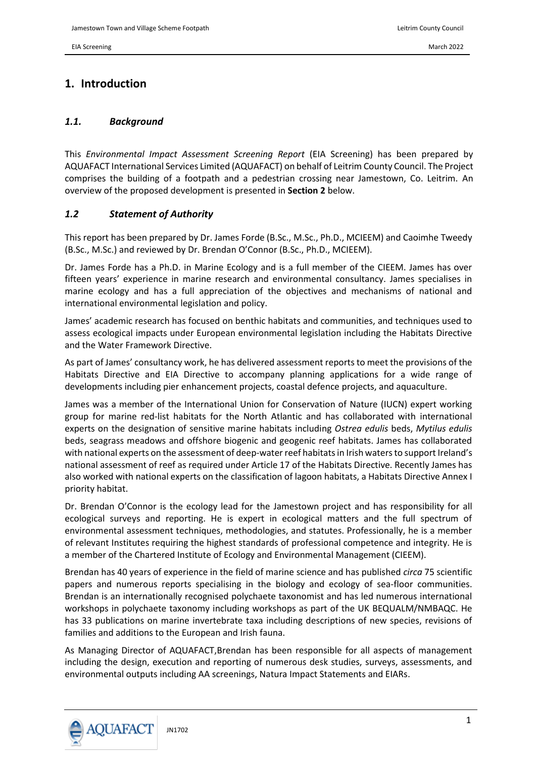# 1. Introduction

## *1.1. Background*

This *Environmental Impact Assessment Screening Report* (EIA Screening) has been prepared by AQUAFACT International Services Limited (AQUAFACT) on behalf of Leitrim County Council. The Project comprises the building of a footpath and a pedestrian crossing near Jamestown, Co. Leitrim. An overview of the proposed development is presented in **Section 2** below.

## *1.2 Statement of Authority*

This report has been prepared by Dr. James Forde (B.Sc., M.Sc., Ph.D., MCIEEM) and Caoimhe Tweedy (B.Sc., M.Sc.) and reviewed by Dr. Brendan O'Connor (B.Sc., Ph.D., MCIEEM).

Dr. James Forde has a Ph.D. in Marine Ecology and is a full member of the CIEEM. James has over fifteen years' experience in marine research and environmental consultancy. James specialises in marine ecology and has a full appreciation of the objectives and mechanisms of national and international environmental legislation and policy.

James' academic research has focused on benthic habitats and communities, and techniques used to assess ecological impacts under European environmental legislation including the Habitats Directive and the Water Framework Directive.

As part of James' consultancy work, he has delivered assessment reports to meet the provisions of the Habitats Directive and EIA Directive to accompany planning applications for a wide range of developments including pier enhancement projects, coastal defence projects, and aquaculture.

James was a member of the International Union for Conservation of Nature (IUCN) expert working group for marine red-list habitats for the North Atlantic and has collaborated with international experts on the designation of sensitive marine habitats including *Ostrea edulis* beds, *Mytilus edulis* beds, seagrass meadows and offshore biogenic and geogenic reef habitats. James has collaborated with national experts on the assessment of deep-water reef habitats in Irish waters to support Ireland's national assessment of reef as required under Article 17 of the Habitats Directive. Recently James has also worked with national experts on the classification of lagoon habitats, a Habitats Directive Annex I priority habitat.

Dr. Brendan O'Connor is the ecology lead for the Jamestown project and has responsibility for all ecological surveys and reporting. He is expert in ecological matters and the full spectrum of environmental assessment techniques, methodologies, and statutes. Professionally, he is a member of relevant Institutes requiring the highest standards of professional competence and integrity. He is a member of the Chartered Institute of Ecology and Environmental Management (CIEEM).

Brendan has 40 years of experience in the field of marine science and has published *circa* 75 scientific papers and numerous reports specialising in the biology and ecology of sea-floor communities. Brendan is an internationally recognised polychaete taxonomist and has led numerous international workshops in polychaete taxonomy including workshops as part of the UK BEQUALM/NMBAQC. He has 33 publications on marine invertebrate taxa including descriptions of new species, revisions of families and additions to the European and Irish fauna.

As Managing Director of AQUAFACT,Brendan has been responsible for all aspects of management including the design, execution and reporting of numerous desk studies, surveys, assessments, and environmental outputs including AA screenings, Natura Impact Statements and EIARs.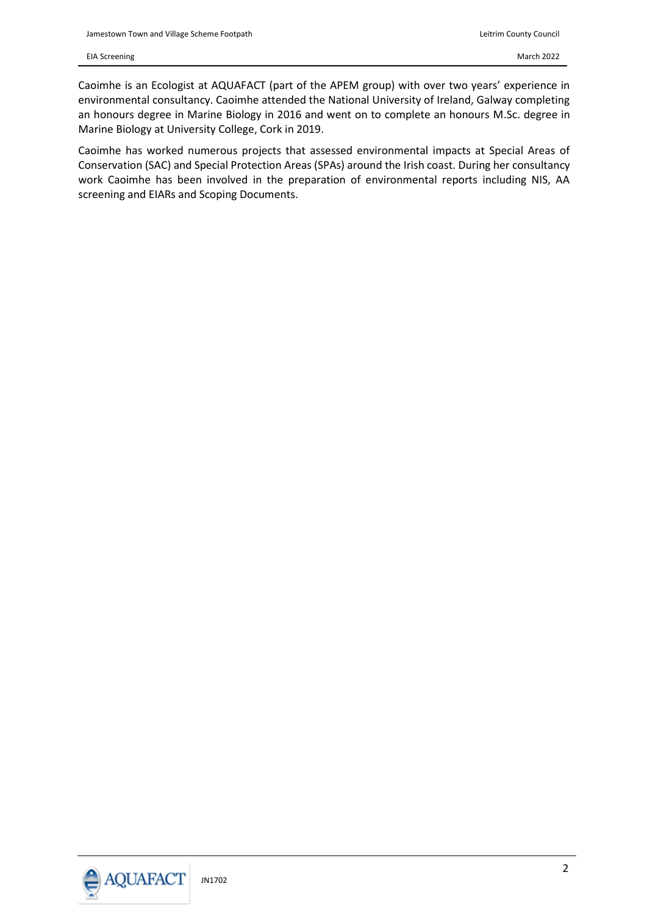Caoimhe is an Ecologist at AQUAFACT (part of the APEM group) with over two years' experience in environmental consultancy. Caoimhe attended the National University of Ireland, Galway completing an honours degree in Marine Biology in 2016 and went on to complete an honours M.Sc. degree in Marine Biology at University College, Cork in 2019.

Caoimhe has worked numerous projects that assessed environmental impacts at Special Areas of Conservation (SAC) and Special Protection Areas (SPAs) around the Irish coast. During her consultancy work Caoimhe has been involved in the preparation of environmental reports including NIS, AA screening and EIARs and Scoping Documents.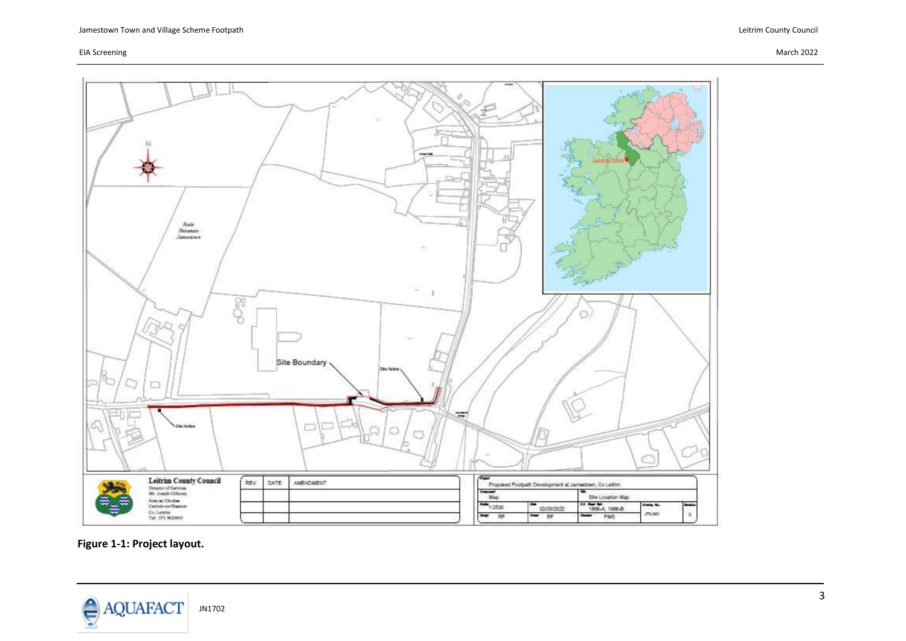**Figure 1-1: Project layout.**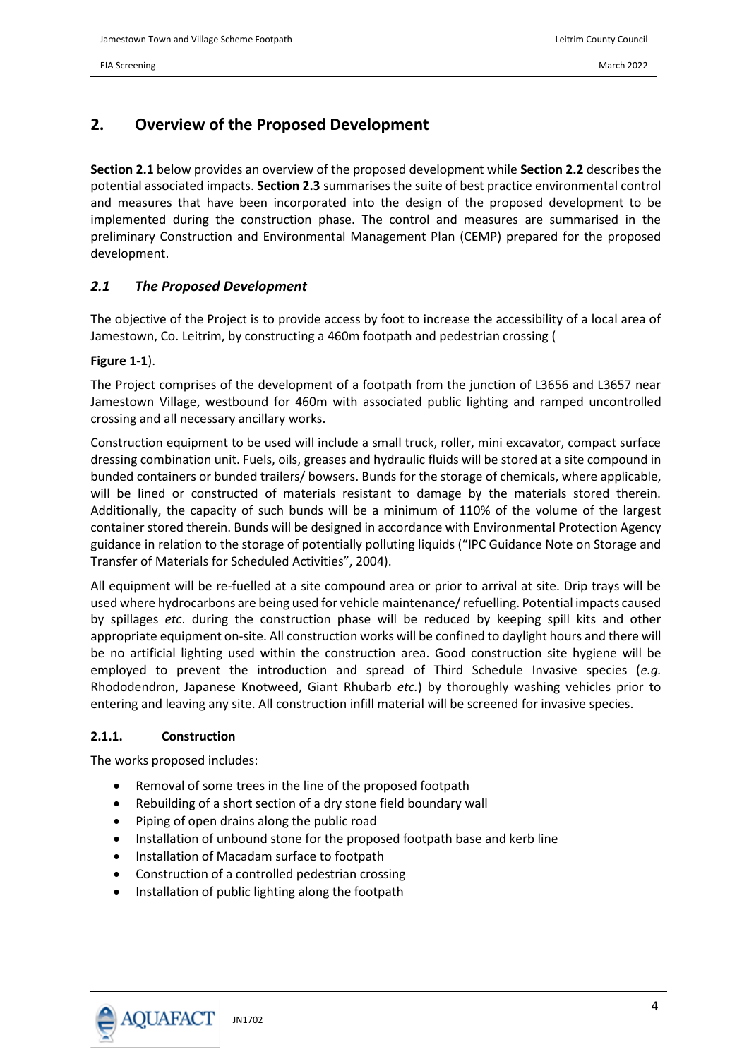# 2. Overview of the Proposed Development

**Section 2.1** below provides an overview of the proposed development while **Section 2.2** describes the potential associated impacts. **Section 2.3** summarises the suite of best practice environmental control and measures that have been incorporated into the design of the proposed development to be implemented during the construction phase. The control and measures are summarised in the preliminary Construction and Environmental Management Plan (CEMP) prepared for the proposed development.

## *2.1 The Proposed Development*

The objective of the Project is to provide access by foot to increase the accessibility of a local area of Jamestown, Co. Leitrim, by constructing a 460m footpath and pedestrian crossing (

**Figure 1-1**).

The Project comprises of the development of a footpath from the junction of L3656 and L3657 near Jamestown Village, westbound for 460m with associated public lighting and ramped uncontrolled crossing and all necessary ancillary works.

Construction equipment to be used will include a small truck, roller, mini excavator, compact surface dressing combination unit. Fuels, oils, greases and hydraulic fluids will be stored at a site compound in bunded containers or bunded trailers/ bowsers. Bunds for the storage of chemicals, where applicable, will be lined or constructed of materials resistant to damage by the materials stored therein. Additionally, the capacity of such bunds will be a minimum of 110% of the volume of the largest container stored therein. Bunds will be designed in accordance with Environmental Protection Agency guidance in relation to the storage of potentially polluting liquids ("IPC Guidance Note on Storage and Transfer of Materials for Scheduled Activities", 2004).

All equipment will be re-fuelled at a site compound area or prior to arrival at site. Drip trays will be used where hydrocarbons are being used for vehicle maintenance/ refuelling. Potential impacts caused by spillages *etc*. during the construction phase will be reduced by keeping spill kits and other appropriate equipment on-site. All construction works will be confined to daylight hours and there will be no artificial lighting used within the construction area. Good construction site hygiene will be employed to prevent the introduction and spread of Third Schedule Invasive species (*e.g.* Rhododendron, Japanese Knotweed, Giant Rhubarb *etc.*) by thoroughly washing vehicles prior to entering and leaving any site. All construction infill material will be screened for invasive species.

### 2.1.1. Construction

The works proposed includes:

- Removal of some trees in the line of the proposed footpath
- Rebuilding of a short section of a dry stone field boundary wall
- Piping of open drains along the public road
- Installation of unbound stone for the proposed footpath base and kerb line
- Installation of Macadam surface to footpath
- Construction of a controlled pedestrian crossing
- Installation of public lighting along the footpath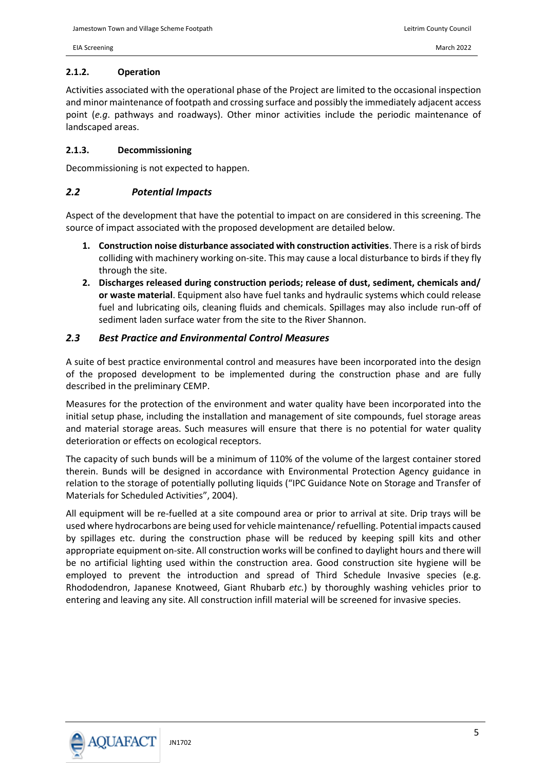#### 2.1.2. Operation

Activities associated with the operational phase of the Project are limited to the occasional inspection and minor maintenance of footpath and crossing surface and possibly the immediately adjacent access point (*e.g*. pathways and roadways). Other minor activities include the periodic maintenance of landscaped areas.

#### 2.1.3. Decommissioning

Decommissioning is not expected to happen.

### *2.2 Potential Impacts*

Aspect of the development that have the potential to impact on are considered in this screening. The source of impact associated with the proposed development are detailed below.

1. **Construction noise disturbance associated with construction activities**. There is a risk of birds colliding with machinery working on-site. This may cause a local disturbance to birds if they fly through the site.
2. **Discharges released during construction periods; release of dust, sediment, chemicals and/ or waste material**. Equipment also have fuel tanks and hydraulic systems which could release fuel and lubricating oils, cleaning fluids and chemicals. Spillages may also include run-off of sediment laden surface water from the site to the River Shannon.

### *2.3 Best Practice and Environmental Control Measures*

A suite of best practice environmental control and measures have been incorporated into the design of the proposed development to be implemented during the construction phase and are fully described in the preliminary CEMP.

Measures for the protection of the environment and water quality have been incorporated into the initial setup phase, including the installation and management of site compounds, fuel storage areas and material storage areas. Such measures will ensure that there is no potential for water quality deterioration or effects on ecological receptors.

The capacity of such bunds will be a minimum of 110% of the volume of the largest container stored therein. Bunds will be designed in accordance with Environmental Protection Agency guidance in relation to the storage of potentially polluting liquids ("IPC Guidance Note on Storage and Transfer of Materials for Scheduled Activities", 2004).

All equipment will be re-fuelled at a site compound area or prior to arrival at site. Drip trays will be used where hydrocarbons are being used for vehicle maintenance/ refuelling. Potential impacts caused by spillages etc. during the construction phase will be reduced by keeping spill kits and other appropriate equipment on-site. All construction works will be confined to daylight hours and there will be no artificial lighting used within the construction area. Good construction site hygiene will be employed to prevent the introduction and spread of Third Schedule Invasive species (e.g. Rhododendron, Japanese Knotweed, Giant Rhubarb *etc.*) by thoroughly washing vehicles prior to entering and leaving any site. All construction infill material will be screened for invasive species.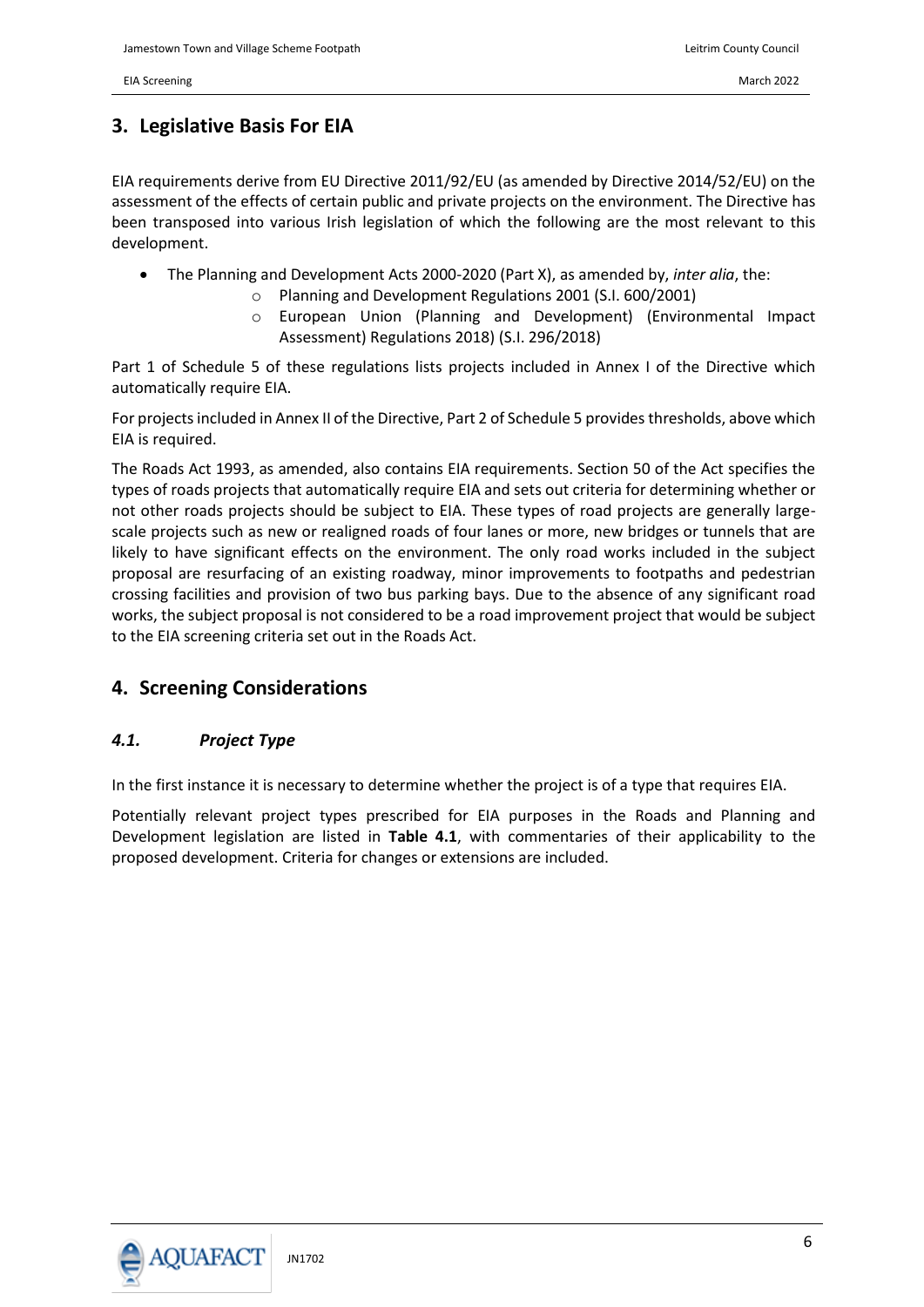## 3. Legislative Basis For EIA

EIA requirements derive from EU Directive 2011/92/EU (as amended by Directive 2014/52/EU) on the assessment of the effects of certain public and private projects on the environment. The Directive has been transposed into various Irish legislation of which the following are the most relevant to this development.

- The Planning and Development Acts 2000-2020 (Part X), as amended by, *inter alia*, the:
  - Planning and Development Regulations 2001 (S.I. 600/2001)
  - European Union (Planning and Development) (Environmental Impact Assessment) Regulations 2018) (S.I. 296/2018)

Part 1 of Schedule 5 of these regulations lists projects included in Annex I of the Directive which automatically require EIA.

For projects included in Annex II of the Directive, Part 2 of Schedule 5 provides thresholds, above which EIA is required.

The Roads Act 1993, as amended, also contains EIA requirements. Section 50 of the Act specifies the types of roads projects that automatically require EIA and sets out criteria for determining whether or not other roads projects should be subject to EIA. These types of road projects are generally large-scale projects such as new or realigned roads of four lanes or more, new bridges or tunnels that are likely to have significant effects on the environment. The only road works included in the subject proposal are resurfacing of an existing roadway, minor improvements to footpaths and pedestrian crossing facilities and provision of two bus parking bays. Due to the absence of any significant road works, the subject proposal is not considered to be a road improvement project that would be subject to the EIA screening criteria set out in the Roads Act.

## 4. Screening Considerations

### *4.1. Project Type*

In the first instance it is necessary to determine whether the project is of a type that requires EIA.

Potentially relevant project types prescribed for EIA purposes in the Roads and Planning and Development legislation are listed in **Table 4.1**, with commentaries of their applicability to the proposed development. Criteria for changes or extensions are included.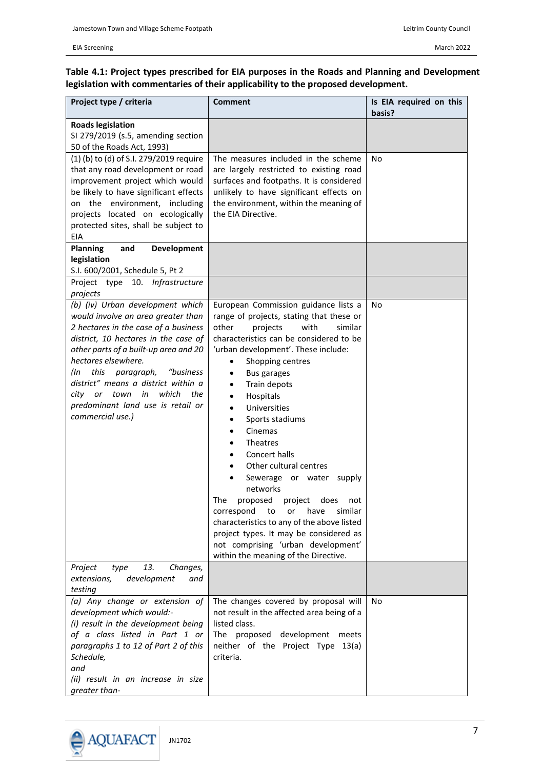**Table 4.1: Project types prescribed for EIA purposes in the Roads and Planning and Development legislation with commentaries of their applicability to the proposed development.**

| Project type / criteria | Comment | Is EIA required on this basis? |
|---|---|---|
| **Roads legislation**<br>SI 279/2019 (s.5, amending section 50 of the Roads Act, 1993) | | |
| (1) (b) to (d) of S.I. 279/2019 require that any road development or road improvement project which would be likely to have significant effects on the environment, including projects located on ecologically protected sites, shall be subject to EIA | The measures included in the scheme are largely restricted to existing road surfaces and footpaths. It is considered unlikely to have significant effects on the environment, within the meaning of the EIA Directive. | No |
| **Planning and Development legislation**<br>S.I. 600/2001, Schedule 5, Pt 2 | | |
| Project type 10. *Infrastructure projects* | | |
| *(b) (iv) Urban development which would involve an area greater than 2 hectares in the case of a business district, 10 hectares in the case of other parts of a built-up area and 20 hectares elsewhere.*<br>*(In this paragraph, "business district" means a district within a city or town in which the predominant land use is retail or commercial use.)* | European Commission guidance lists a range of projects, stating that these or other projects with similar characteristics can be considered to be 'urban development'. These include:<br>• Shopping centres<br>• Bus garages<br>• Train depots<br>• Hospitals<br>• Universities<br>• Sports stadiums<br>• Cinemas<br>• Theatres<br>• Concert halls<br>• Other cultural centres<br>• Sewerage or water supply networks<br>The proposed project does not correspond to or have similar characteristics to any of the above listed project types. It may be considered as not comprising 'urban development' within the meaning of the Directive. | No |
| *Project type 13. Changes, extensions, development and testing* | | |
| *(a) Any change or extension of development which would:-*<br>*(i) result in the development being of a class listed in Part 1 or paragraphs 1 to 12 of Part 2 of this Schedule,*<br>*and*<br>*(ii) result in an increase in size greater than-* | The changes covered by proposal will not result in the affected area being of a listed class.<br>The proposed development meets neither of the Project Type 13(a) criteria. | No |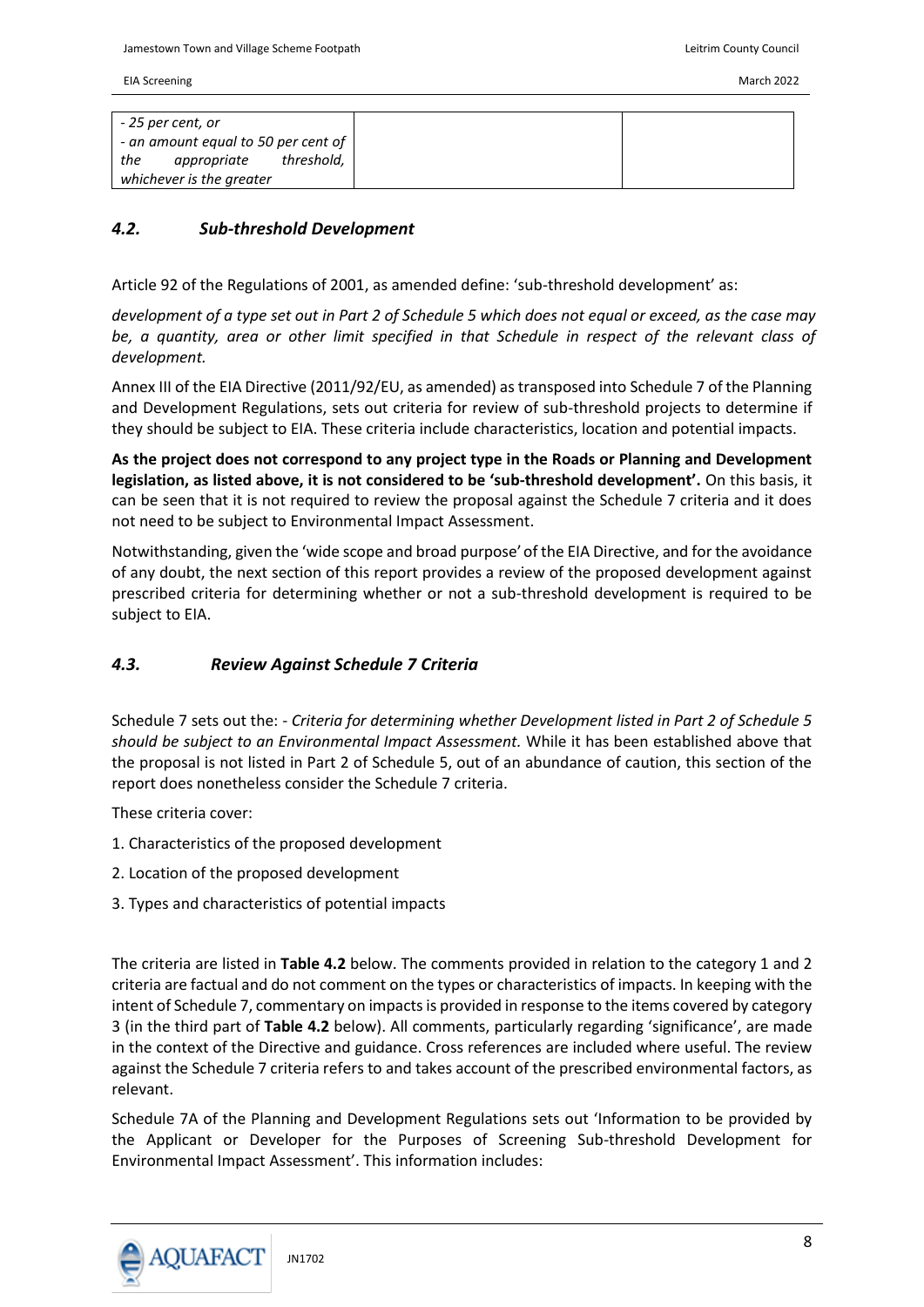| | | |
|---|---|---|
| *- 25 per cent, or*<br>*- an amount equal to 50 per cent of the appropriate threshold, whichever is the greater* | | |

### *4.2. Sub-threshold Development*

Article 92 of the Regulations of 2001, as amended define: 'sub-threshold development' as:

*development of a type set out in Part 2 of Schedule 5 which does not equal or exceed, as the case may be, a quantity, area or other limit specified in that Schedule in respect of the relevant class of development.*

Annex III of the EIA Directive (2011/92/EU, as amended) as transposed into Schedule 7 of the Planning and Development Regulations, sets out criteria for review of sub-threshold projects to determine if they should be subject to EIA. These criteria include characteristics, location and potential impacts.

**As the project does not correspond to any project type in the Roads or Planning and Development legislation, as listed above, it is not considered to be 'sub-threshold development'.** On this basis, it can be seen that it is not required to review the proposal against the Schedule 7 criteria and it does not need to be subject to Environmental Impact Assessment.

Notwithstanding, given the 'wide scope and broad purpose' of the EIA Directive, and for the avoidance of any doubt, the next section of this report provides a review of the proposed development against prescribed criteria for determining whether or not a sub-threshold development is required to be subject to EIA.

### *4.3. Review Against Schedule 7 Criteria*

Schedule 7 sets out the: - *Criteria for determining whether Development listed in Part 2 of Schedule 5 should be subject to an Environmental Impact Assessment.* While it has been established above that the proposal is not listed in Part 2 of Schedule 5, out of an abundance of caution, this section of the report does nonetheless consider the Schedule 7 criteria.

These criteria cover:

1. Characteristics of the proposed development
2. Location of the proposed development
3. Types and characteristics of potential impacts

The criteria are listed in **Table 4.2** below. The comments provided in relation to the category 1 and 2 criteria are factual and do not comment on the types or characteristics of impacts. In keeping with the intent of Schedule 7, commentary on impacts is provided in response to the items covered by category 3 (in the third part of **Table 4.2** below). All comments, particularly regarding 'significance', are made in the context of the Directive and guidance. Cross references are included where useful. The review against the Schedule 7 criteria refers to and takes account of the prescribed environmental factors, as relevant.

Schedule 7A of the Planning and Development Regulations sets out 'Information to be provided by the Applicant or Developer for the Purposes of Screening Sub-threshold Development for Environmental Impact Assessment'. This information includes: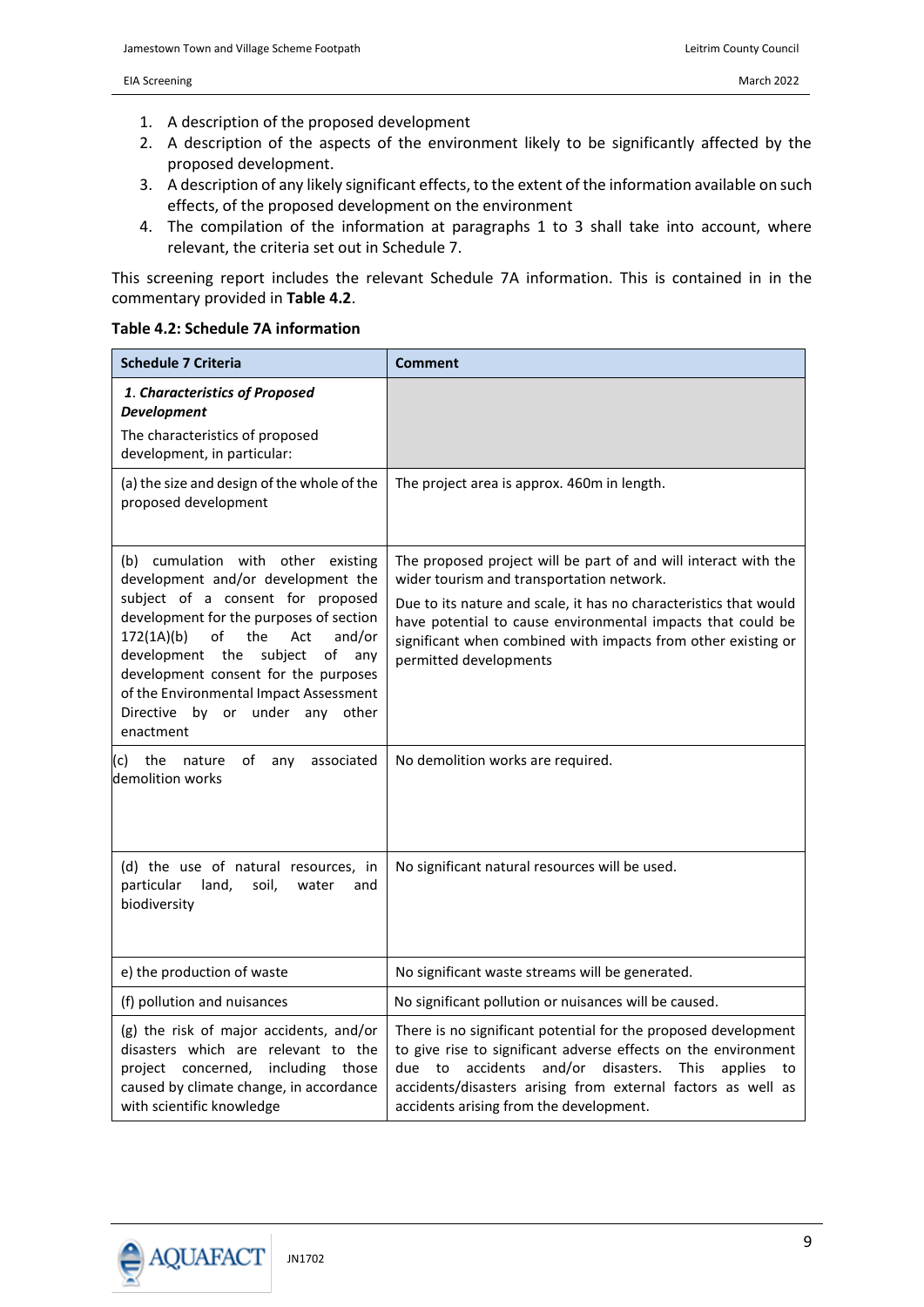1. A description of the proposed development
2. A description of the aspects of the environment likely to be significantly affected by the proposed development.
3. A description of any likely significant effects, to the extent of the information available on such effects, of the proposed development on the environment
4. The compilation of the information at paragraphs 1 to 3 shall take into account, where relevant, the criteria set out in Schedule 7.

This screening report includes the relevant Schedule 7A information. This is contained in in the commentary provided in **Table 4.2**.

**Table 4.2: Schedule 7A information**

| Schedule 7 Criteria | Comment |
|---|---|
| ***1. Characteristics of Proposed Development*** The characteristics of proposed development, in particular: | |
| (a) the size and design of the whole of the proposed development | The project area is approx. 460m in length. |
| (b) cumulation with other existing development and/or development the subject of a consent for proposed development for the purposes of section 172(1A)(b) of the Act and/or development the subject of any development consent for the purposes of the Environmental Impact Assessment Directive by or under any other enactment | The proposed project will be part of and will interact with the wider tourism and transportation network. Due to its nature and scale, it has no characteristics that would have potential to cause environmental impacts that could be significant when combined with impacts from other existing or permitted developments |
| (c) the nature of any associated demolition works | No demolition works are required. |
| (d) the use of natural resources, in particular land, soil, water and biodiversity | No significant natural resources will be used. |
| e) the production of waste | No significant waste streams will be generated. |
| (f) pollution and nuisances | No significant pollution or nuisances will be caused. |
| (g) the risk of major accidents, and/or disasters which are relevant to the project concerned, including those caused by climate change, in accordance with scientific knowledge | There is no significant potential for the proposed development to give rise to significant adverse effects on the environment due to accidents and/or disasters. This applies to accidents/disasters arising from external factors as well as accidents arising from the development. |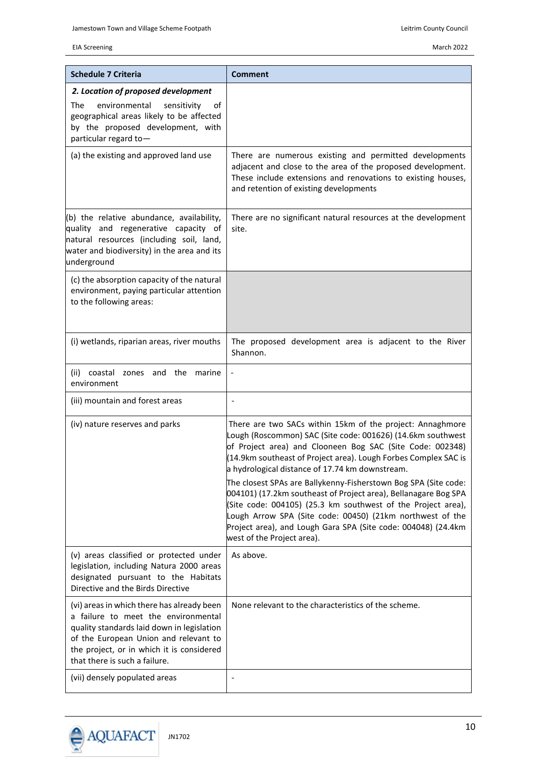| Schedule 7 Criteria | Comment |
|---|---|
| ***2. Location of proposed development*** The environmental sensitivity of geographical areas likely to be affected by the proposed development, with particular regard to— | |
| (a) the existing and approved land use | There are numerous existing and permitted developments adjacent and close to the area of the proposed development. These include extensions and renovations to existing houses, and retention of existing developments |
| (b) the relative abundance, availability, quality and regenerative capacity of natural resources (including soil, land, water and biodiversity) in the area and its underground | There are no significant natural resources at the development site. |
| (c) the absorption capacity of the natural environment, paying particular attention to the following areas: | |
| (i) wetlands, riparian areas, river mouths | The proposed development area is adjacent to the River Shannon. |
| (ii) coastal zones and the marine environment | - |
| (iii) mountain and forest areas | - |
| (iv) nature reserves and parks | There are two SACs within 15km of the project: Annaghmore Lough (Roscommon) SAC (Site code: 001626) (14.6km southwest of Project area) and Clooneen Bog SAC (Site Code: 002348) (14.9km southeast of Project area). Lough Forbes Complex SAC is a hydrological distance of 17.74 km downstream. The closest SPAs are Ballykenny-Fisherstown Bog SPA (Site code: 004101) (17.2km southeast of Project area), Bellanagare Bog SPA (Site code: 004105) (25.3 km southwest of the Project area), Lough Arrow SPA (Site code: 00450) (21km northwest of the Project area), and Lough Gara SPA (Site code: 004048) (24.4km west of the Project area). |
| (v) areas classified or protected under legislation, including Natura 2000 areas designated pursuant to the Habitats Directive and the Birds Directive | As above. |
| (vi) areas in which there has already been a failure to meet the environmental quality standards laid down in legislation of the European Union and relevant to the project, or in which it is considered that there is such a failure. | None relevant to the characteristics of the scheme. |
| (vii) densely populated areas | - |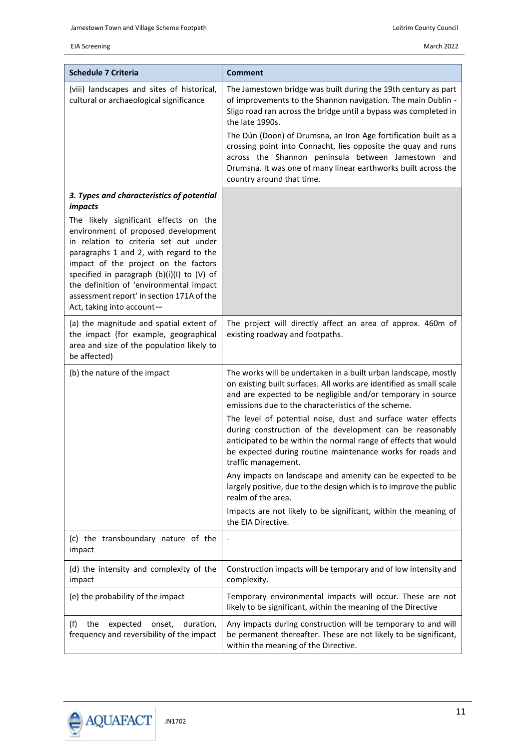| Schedule 7 Criteria | Comment |
|---|---|
| (viii) landscapes and sites of historical, cultural or archaeological significance | The Jamestown bridge was built during the 19th century as part of improvements to the Shannon navigation. The main Dublin - Sligo road ran across the bridge until a bypass was completed in the late 1990s.<br><br>The Dún (Doon) of Drumsna, an Iron Age fortification built as a crossing point into Connacht, lies opposite the quay and runs across the Shannon peninsula between Jamestown and Drumsna. It was one of many linear earthworks built across the country around that time. |
| ***3. Types and characteristics of potential impacts***<br><br>The likely significant effects on the environment of proposed development in relation to criteria set out under paragraphs 1 and 2, with regard to the impact of the project on the factors specified in paragraph (b)(i)(I) to (V) of the definition of 'environmental impact assessment report' in section 171A of the Act, taking into account— | |
| (a) the magnitude and spatial extent of the impact (for example, geographical area and size of the population likely to be affected) | The project will directly affect an area of approx. 460m of existing roadway and footpaths. |
| (b) the nature of the impact | The works will be undertaken in a built urban landscape, mostly on existing built surfaces. All works are identified as small scale and are expected to be negligible and/or temporary in source emissions due to the characteristics of the scheme.<br><br>The level of potential noise, dust and surface water effects during construction of the development can be reasonably anticipated to be within the normal range of effects that would be expected during routine maintenance works for roads and traffic management.<br><br>Any impacts on landscape and amenity can be expected to be largely positive, due to the design which is to improve the public realm of the area.<br><br>Impacts are not likely to be significant, within the meaning of the EIA Directive. |
| (c) the transboundary nature of the impact | - |
| (d) the intensity and complexity of the impact | Construction impacts will be temporary and of low intensity and complexity. |
| (e) the probability of the impact | Temporary environmental impacts will occur. These are not likely to be significant, within the meaning of the Directive |
| (f) the expected onset, duration, frequency and reversibility of the impact | Any impacts during construction will be temporary to and will be permanent thereafter. These are not likely to be significant, within the meaning of the Directive. |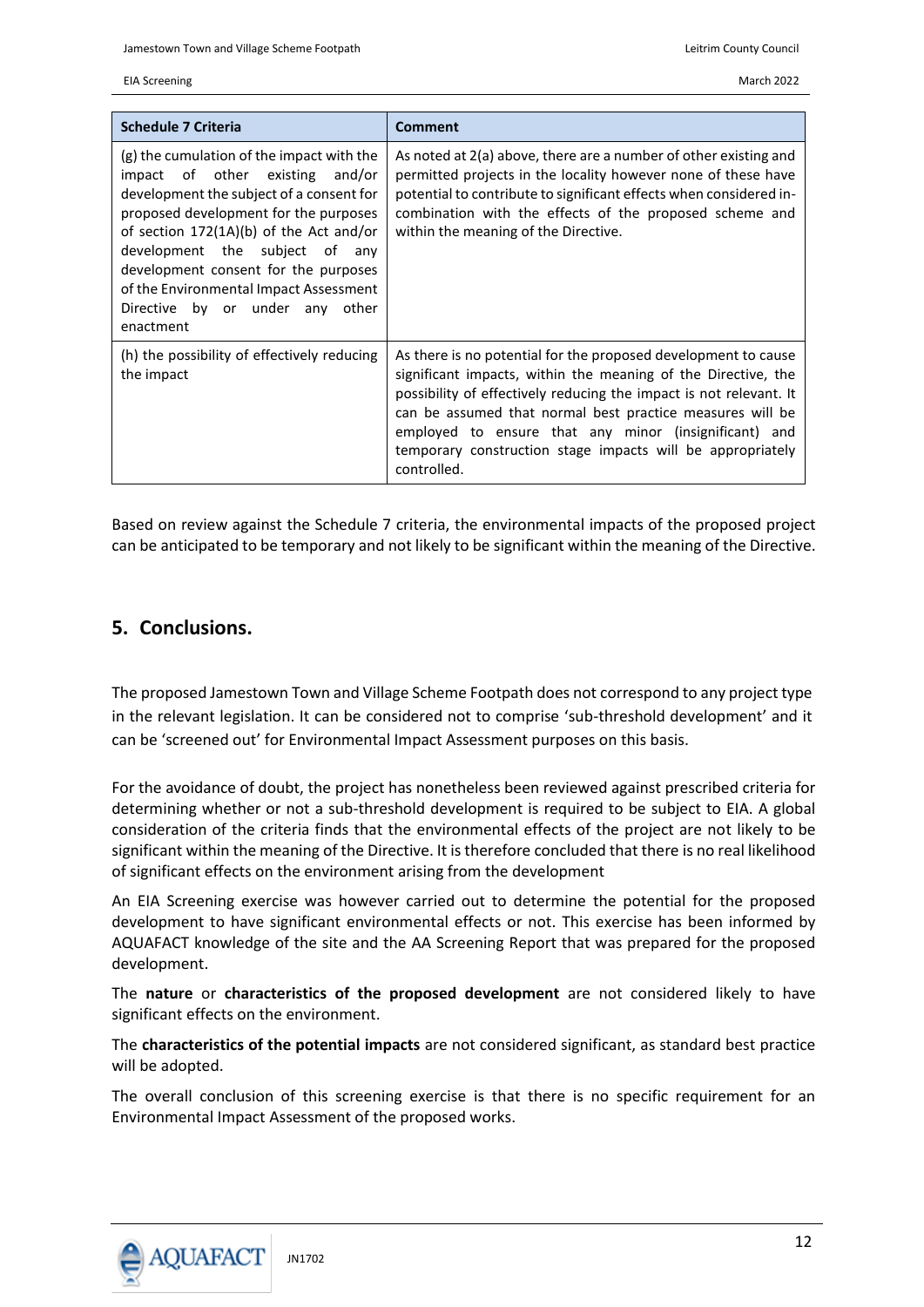| Schedule 7 Criteria | Comment |
|---|---|
| (g) the cumulation of the impact with the impact of other existing and/or development the subject of a consent for proposed development for the purposes of section 172(1A)(b) of the Act and/or development the subject of any development consent for the purposes of the Environmental Impact Assessment Directive by or under any other enactment | As noted at 2(a) above, there are a number of other existing and permitted projects in the locality however none of these have potential to contribute to significant effects when considered in-combination with the effects of the proposed scheme and within the meaning of the Directive. |
| (h) the possibility of effectively reducing the impact | As there is no potential for the proposed development to cause significant impacts, within the meaning of the Directive, the possibility of effectively reducing the impact is not relevant. It can be assumed that normal best practice measures will be employed to ensure that any minor (insignificant) and temporary construction stage impacts will be appropriately controlled. |

Based on review against the Schedule 7 criteria, the environmental impacts of the proposed project can be anticipated to be temporary and not likely to be significant within the meaning of the Directive.

## 5. Conclusions.

The proposed Jamestown Town and Village Scheme Footpath does not correspond to any project type in the relevant legislation. It can be considered not to comprise 'sub-threshold development' and it can be 'screened out' for Environmental Impact Assessment purposes on this basis.

For the avoidance of doubt, the project has nonetheless been reviewed against prescribed criteria for determining whether or not a sub-threshold development is required to be subject to EIA. A global consideration of the criteria finds that the environmental effects of the project are not likely to be significant within the meaning of the Directive. It is therefore concluded that there is no real likelihood of significant effects on the environment arising from the development

An EIA Screening exercise was however carried out to determine the potential for the proposed development to have significant environmental effects or not. This exercise has been informed by AQUAFACT knowledge of the site and the AA Screening Report that was prepared for the proposed development.

The **nature** or **characteristics of the proposed development** are not considered likely to have significant effects on the environment.

The **characteristics of the potential impacts** are not considered significant, as standard best practice will be adopted.

The overall conclusion of this screening exercise is that there is no specific requirement for an Environmental Impact Assessment of the proposed works.